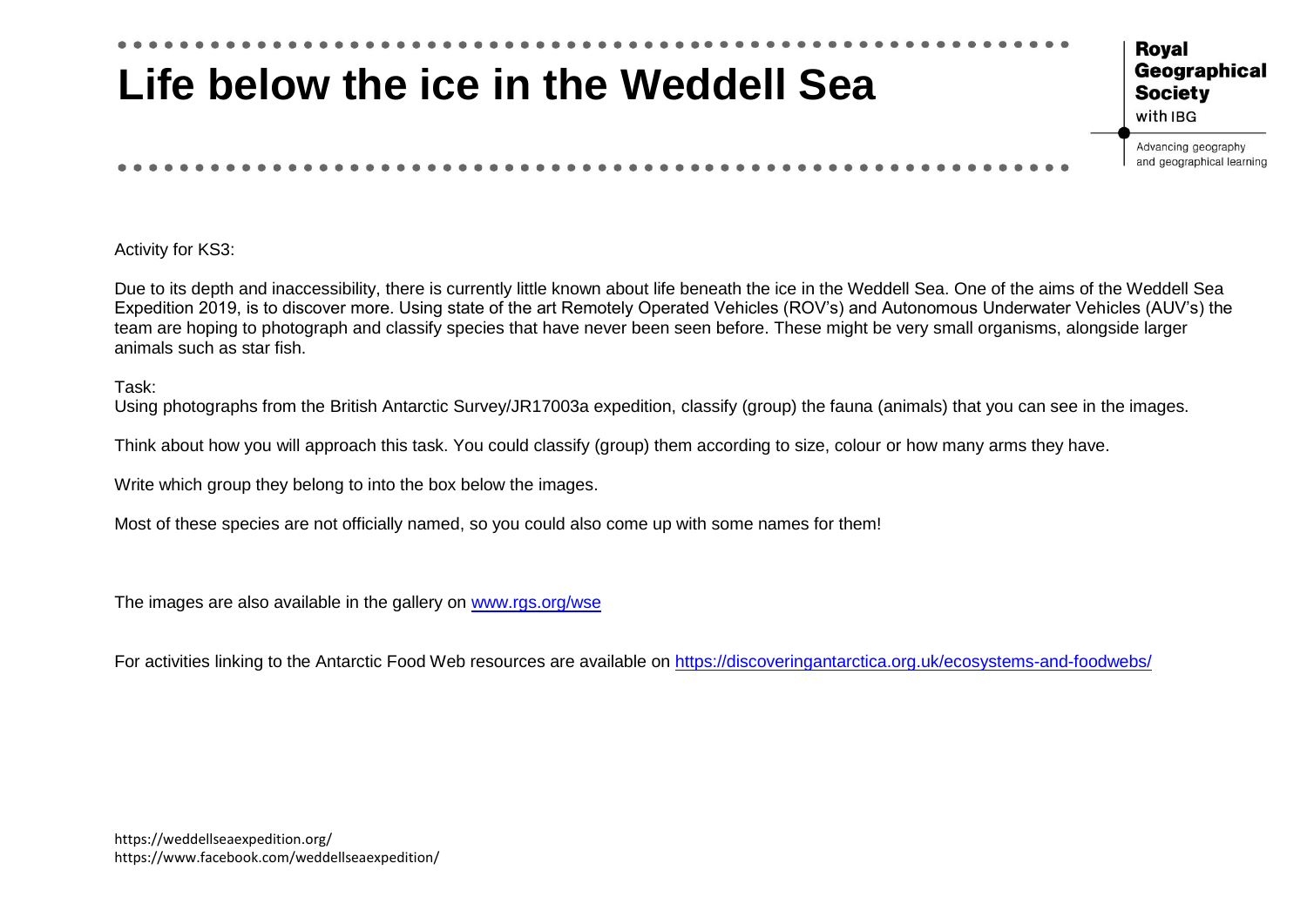# Life below the ice in the Weddell Sea

Royal Geographical Society with IBG

Advancing geography and geographical learning

Activity for KS3:

Due to its depth and inaccessibility, there is currently little known about life beneath the ice in the Weddell Sea. One of the aims of the Weddell Sea Expedition 2019, is to discover more. Using state of the art Remotely Operated Vehicles (ROV's) and Autonomous Underwater Vehicles (AUV's) the team are hoping to photograph and classify species that have never been seen before. These might be very small organisms, alongside larger animals such as star fish.

Task:
Using photographs from the British Antarctic Survey/JR17003a expedition, classify (group) the fauna (animals) that you can see in the images.

Think about how you will approach this task. You could classify (group) them according to size, colour or how many arms they have.

Write which group they belong to into the box below the images.

Most of these species are not officially named, so you could also come up with some names for them!

The images are also available in the gallery on [www.rgs.org/wse](http://www.rgs.org/wse)

For activities linking to the Antarctic Food Web resources are available on [https://discoveringantarctica.org.uk/ecosystems-and-foodwebs/](https://discoveringantarctica.org.uk/ecosystems-and-foodwebs/)

https://weddellseaexpedition.org/
https://www.facebook.com/weddellseaexpedition/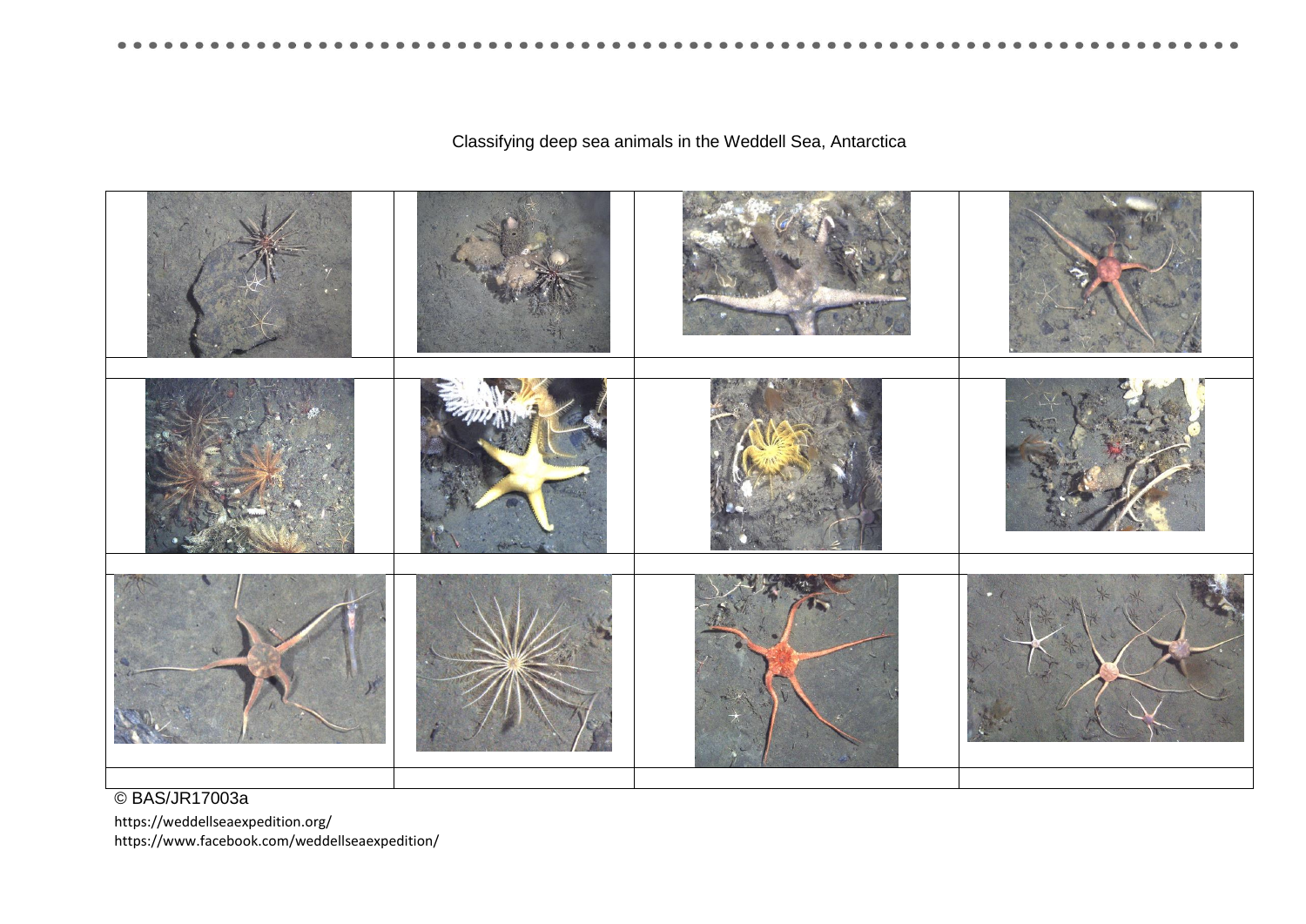Classifying deep sea animals in the Weddell Sea, Antarctica

© BAS/JR17003a

https://weddellseaexpedition.org/
https://www.facebook.com/weddellseaexpedition/